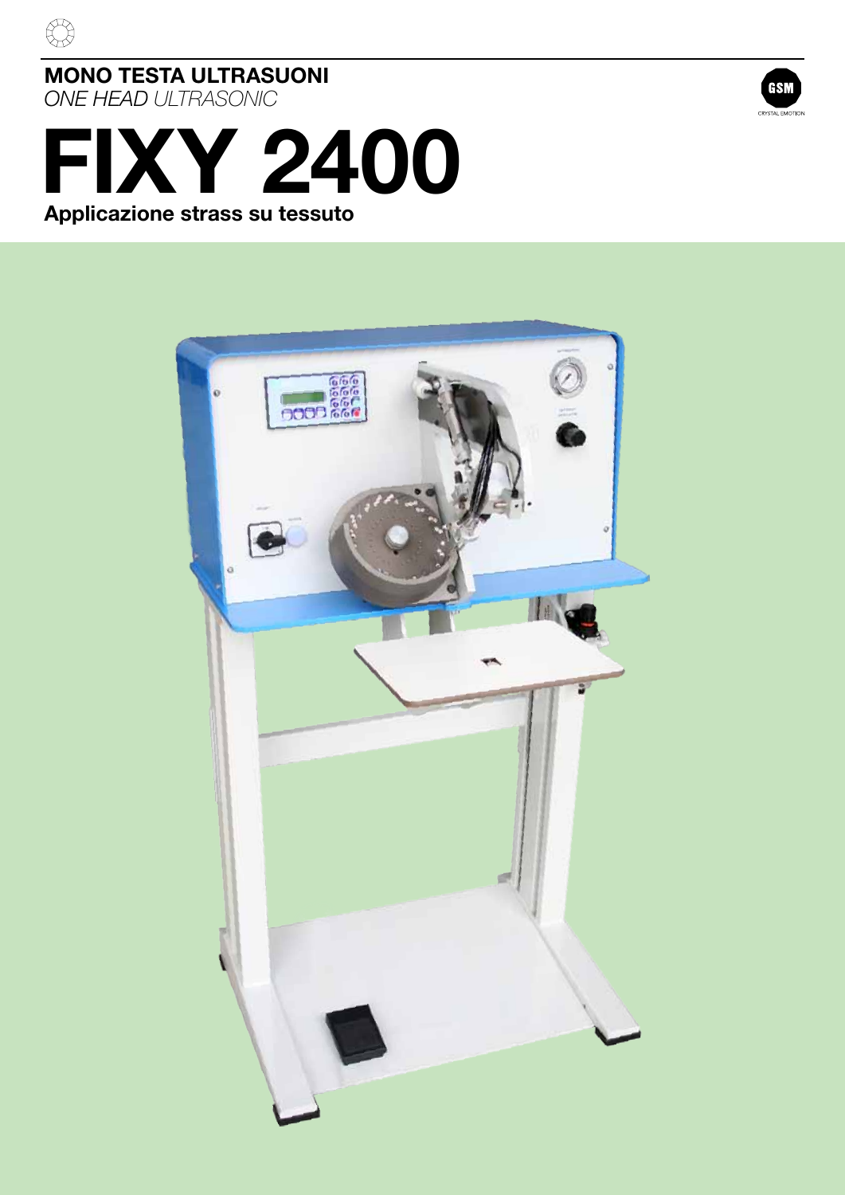**MONO TESTA ULTRASUONI**
*ONE HEAD ULTRASONIC*

GSM
CRYSTAL EMOTION

# FIXY 2400

**Applicazione strass su tessuto**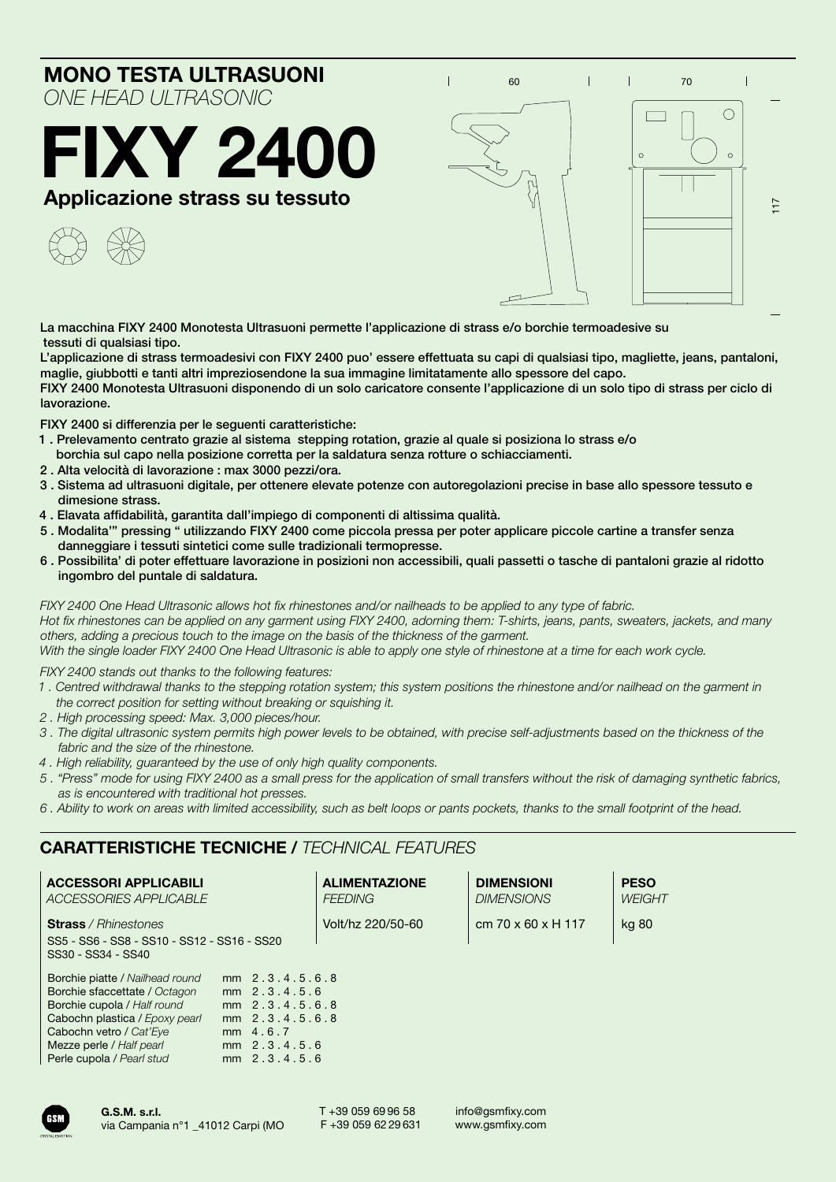## MONO TESTA ULTRASUONI

*ONE HEAD ULTRASONIC*

# FIXY 2400

### Applicazione strass su tessuto

60

70

117

La macchina FIXY 2400 Monotesta Ultrasuoni permette l'applicazione di strass e/o borchie termoadesive su tessuti di qualsiasi tipo.

L'applicazione di strass termoadesivi con FIXY 2400 puo' essere effettuata su capi di qualsiasi tipo, magliette, jeans, pantaloni, maglie, giubbotti e tanti altri impreziosendone la sua immagine limitatamente allo spessore del capo.

FIXY 2400 Monotesta Ultrasuoni disponendo di un solo caricatore consente l'applicazione di un solo tipo di strass per ciclo di lavorazione.

FIXY 2400 si differenzia per le seguenti caratteristiche:

1 . Prelevamento centrato grazie al sistema stepping rotation, grazie al quale si posiziona lo strass e/o borchia sul capo nella posizione corretta per la saldatura senza rotture o schiacciamenti.
2 . Alta velocità di lavorazione : max 3000 pezzi/ora.
3 . Sistema ad ultrasuoni digitale, per ottenere elevate potenze con autoregolazioni precise in base allo spessore tessuto e dimesione strass.
4 . Elevata affidabilità, garantita dall'impiego di componenti di altissima qualità.
5 . Modalita'" pressing " utilizzando FIXY 2400 come piccola pressa per poter applicare piccole cartine a transfer senza danneggiare i tessuti sintetici come sulle tradizionali termopresse.
6 . Possibilita' di poter effettuare lavorazione in posizioni non accessibili, quali passetti o tasche di pantaloni grazie al ridotto ingombro del puntale di saldatura.

*FIXY 2400 One Head Ultrasonic allows hot fix rhinestones and/or nailheads to be applied to any type of fabric.*
*Hot fix rhinestones can be applied on any garment using FIXY 2400, adorning them: T-shirts, jeans, pants, sweaters, jackets, and many others, adding a precious touch to the image on the basis of the thickness of the garment.*
*With the single loader FIXY 2400 One Head Ultrasonic is able to apply one style of rhinestone at a time for each work cycle.*

*FIXY 2400 stands out thanks to the following features:*

*1 . Centred withdrawal thanks to the stepping rotation system; this system positions the rhinestone and/or nailhead on the garment in the correct position for setting without breaking or squishing it.*
*2 . High processing speed: Max. 3,000 pieces/hour.*
*3 . The digital ultrasonic system permits high power levels to be obtained, with precise self-adjustments based on the thickness of the fabric and the size of the rhinestone.*
*4 . High reliability, guaranteed by the use of only high quality components.*
*5 . "Press" mode for using FIXY 2400 as a small press for the application of small transfers without the risk of damaging synthetic fabrics, as is encountered with traditional hot presses.*
*6 . Ability to work on areas with limited accessibility, such as belt loops or pants pockets, thanks to the small footprint of the head.*

## CARATTERISTICHE TECNICHE / *TECHNICAL FEATURES*

| ACCESSORI APPLICABILI / *ACCESSORIES APPLICABLE* | ALIMENTAZIONE / *FEEDING* | DIMENSIONI / *DIMENSIONS* | PESO / *WEIGHT* |
|---|---|---|---|
| **Strass** / *Rhinestones*<br>SS5 - SS6 - SS8 - SS10 - SS12 - SS16 - SS20<br>SS30 - SS34 - SS40 | Volt/hz 220/50-60 | cm 70 x 60 x H 117 | kg 80 |

| | |
|---|---|
| Borchie piatte / *Nailhead round* | mm 2 . 3 . 4 . 5 . 6 . 8 |
| Borchie sfaccettate / *Octagon* | mm 2 . 3 . 4 . 5 . 6 |
| Borchie cupola / *Half round* | mm 2 . 3 . 4 . 5 . 6 . 8 |
| Cabochn plastica / *Epoxy pearl* | mm 2 . 3 . 4 . 5 . 6 . 8 |
| Cabochn vetro / *Cat'Eye* | mm 4 . 6 . 7 |
| Mezze perle / *Half pearl* | mm 2 . 3 . 4 . 5 . 6 |
| Perle cupola / *Pearl stud* | mm 2 . 3 . 4 . 5 . 6 |

**G.S.M. s.r.l.**
via Campania n°1 _41012 Carpi (MO

T +39 059 69 96 58
F +39 059 62 29 631

info@gsmfixy.com
www.gsmfixy.com